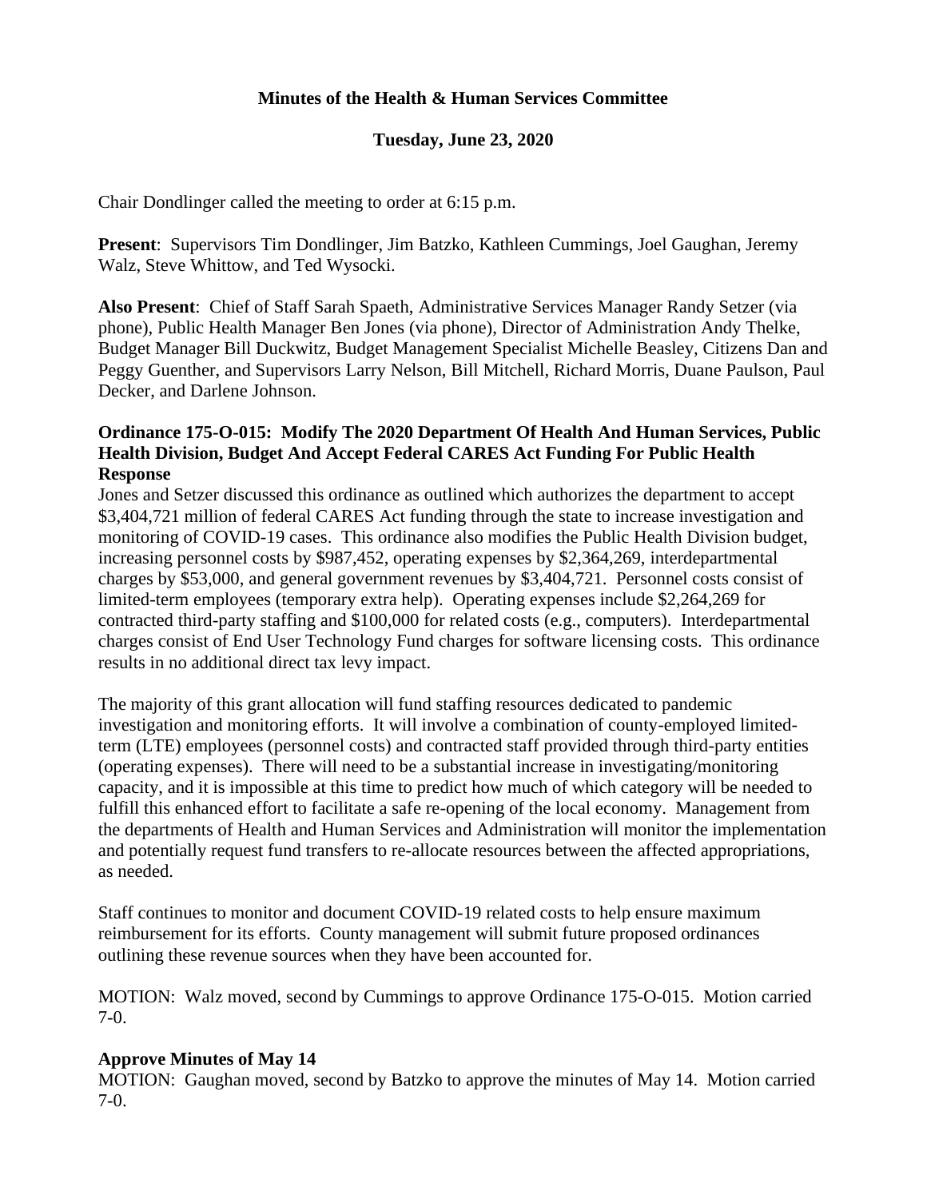# Minutes of the Health & Human Services Committee

## Tuesday, June 23, 2020

Chair Dondlinger called the meeting to order at 6:15 p.m.

**Present**: Supervisors Tim Dondlinger, Jim Batzko, Kathleen Cummings, Joel Gaughan, Jeremy Walz, Steve Whittow, and Ted Wysocki.

**Also Present**: Chief of Staff Sarah Spaeth, Administrative Services Manager Randy Setzer (via phone), Public Health Manager Ben Jones (via phone), Director of Administration Andy Thelke, Budget Manager Bill Duckwitz, Budget Management Specialist Michelle Beasley, Citizens Dan and Peggy Guenther, and Supervisors Larry Nelson, Bill Mitchell, Richard Morris, Duane Paulson, Paul Decker, and Darlene Johnson.

**Ordinance 175-O-015: Modify The 2020 Department Of Health And Human Services, Public Health Division, Budget And Accept Federal CARES Act Funding For Public Health Response**

Jones and Setzer discussed this ordinance as outlined which authorizes the department to accept $3,404,721 million of federal CARES Act funding through the state to increase investigation and monitoring of COVID-19 cases. This ordinance also modifies the Public Health Division budget, increasing personnel costs by $987,452, operating expenses by $2,364,269, interdepartmental charges by $53,000, and general government revenues by $3,404,721. Personnel costs consist of limited-term employees (temporary extra help). Operating expenses include $2,264,269 for contracted third-party staffing and $100,000 for related costs (e.g., computers). Interdepartmental charges consist of End User Technology Fund charges for software licensing costs. This ordinance results in no additional direct tax levy impact.

The majority of this grant allocation will fund staffing resources dedicated to pandemic investigation and monitoring efforts. It will involve a combination of county-employed limited-term (LTE) employees (personnel costs) and contracted staff provided through third-party entities (operating expenses). There will need to be a substantial increase in investigating/monitoring capacity, and it is impossible at this time to predict how much of which category will be needed to fulfill this enhanced effort to facilitate a safe re-opening of the local economy. Management from the departments of Health and Human Services and Administration will monitor the implementation and potentially request fund transfers to re-allocate resources between the affected appropriations, as needed.

Staff continues to monitor and document COVID-19 related costs to help ensure maximum reimbursement for its efforts. County management will submit future proposed ordinances outlining these revenue sources when they have been accounted for.

MOTION: Walz moved, second by Cummings to approve Ordinance 175-O-015. Motion carried 7-0.

**Approve Minutes of May 14**

MOTION: Gaughan moved, second by Batzko to approve the minutes of May 14. Motion carried 7-0.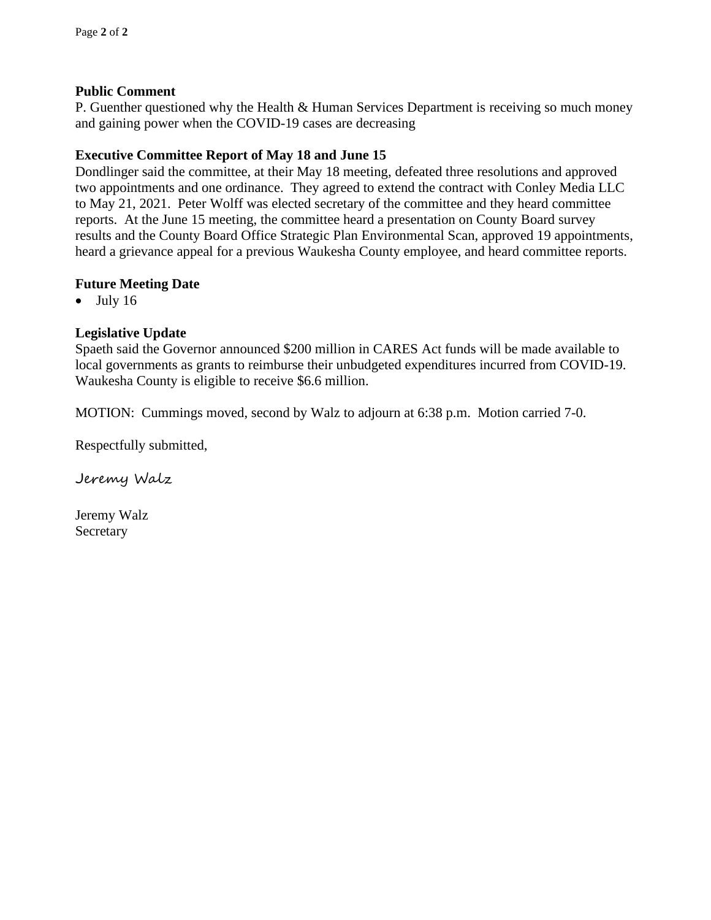**Public Comment**
P. Guenther questioned why the Health & Human Services Department is receiving so much money and gaining power when the COVID-19 cases are decreasing

**Executive Committee Report of May 18 and June 15**
Dondlinger said the committee, at their May 18 meeting, defeated three resolutions and approved two appointments and one ordinance. They agreed to extend the contract with Conley Media LLC to May 21, 2021. Peter Wolff was elected secretary of the committee and they heard committee reports. At the June 15 meeting, the committee heard a presentation on County Board survey results and the County Board Office Strategic Plan Environmental Scan, approved 19 appointments, heard a grievance appeal for a previous Waukesha County employee, and heard committee reports.

**Future Meeting Date**

- July 16

**Legislative Update**
Spaeth said the Governor announced $200 million in CARES Act funds will be made available to local governments as grants to reimburse their unbudgeted expenditures incurred from COVID-19. Waukesha County is eligible to receive $6.6 million.

MOTION: Cummings moved, second by Walz to adjourn at 6:38 p.m. Motion carried 7-0.

Respectfully submitted,

Jeremy Walz

Jeremy Walz
Secretary